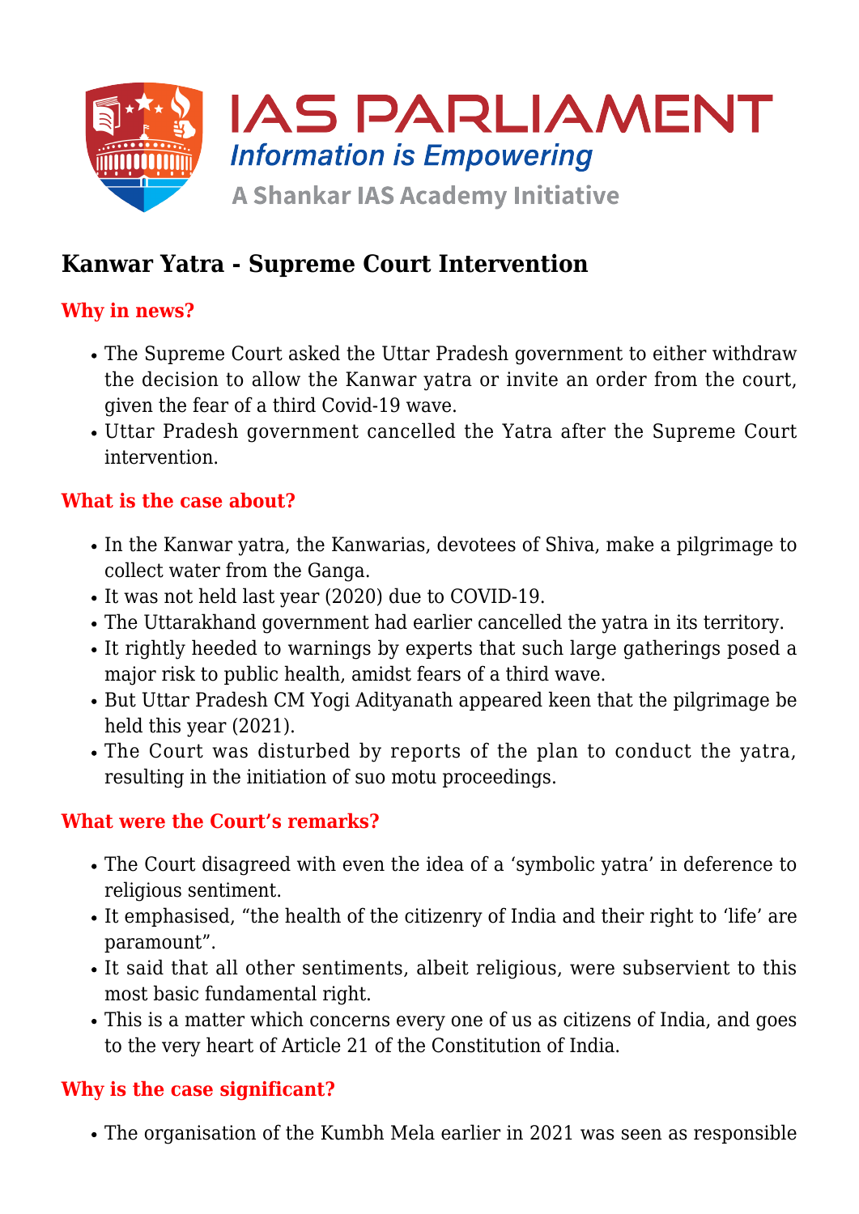# Kanwar Yatra - Supreme Court Intervention

## Why in news?

- The Supreme Court asked the Uttar Pradesh government to either withdraw the decision to allow the Kanwar yatra or invite an order from the court, given the fear of a third Covid-19 wave.
- Uttar Pradesh government cancelled the Yatra after the Supreme Court intervention.

## What is the case about?

- In the Kanwar yatra, the Kanwarias, devotees of Shiva, make a pilgrimage to collect water from the Ganga.
- It was not held last year (2020) due to COVID-19.
- The Uttarakhand government had earlier cancelled the yatra in its territory.
- It rightly heeded to warnings by experts that such large gatherings posed a major risk to public health, amidst fears of a third wave.
- But Uttar Pradesh CM Yogi Adityanath appeared keen that the pilgrimage be held this year (2021).
- The Court was disturbed by reports of the plan to conduct the yatra, resulting in the initiation of suo motu proceedings.

## What were the Court's remarks?

- The Court disagreed with even the idea of a 'symbolic yatra' in deference to religious sentiment.
- It emphasised, "the health of the citizenry of India and their right to 'life' are paramount".
- It said that all other sentiments, albeit religious, were subservient to this most basic fundamental right.
- This is a matter which concerns every one of us as citizens of India, and goes to the very heart of Article 21 of the Constitution of India.

## Why is the case significant?

- The organisation of the Kumbh Mela earlier in 2021 was seen as responsible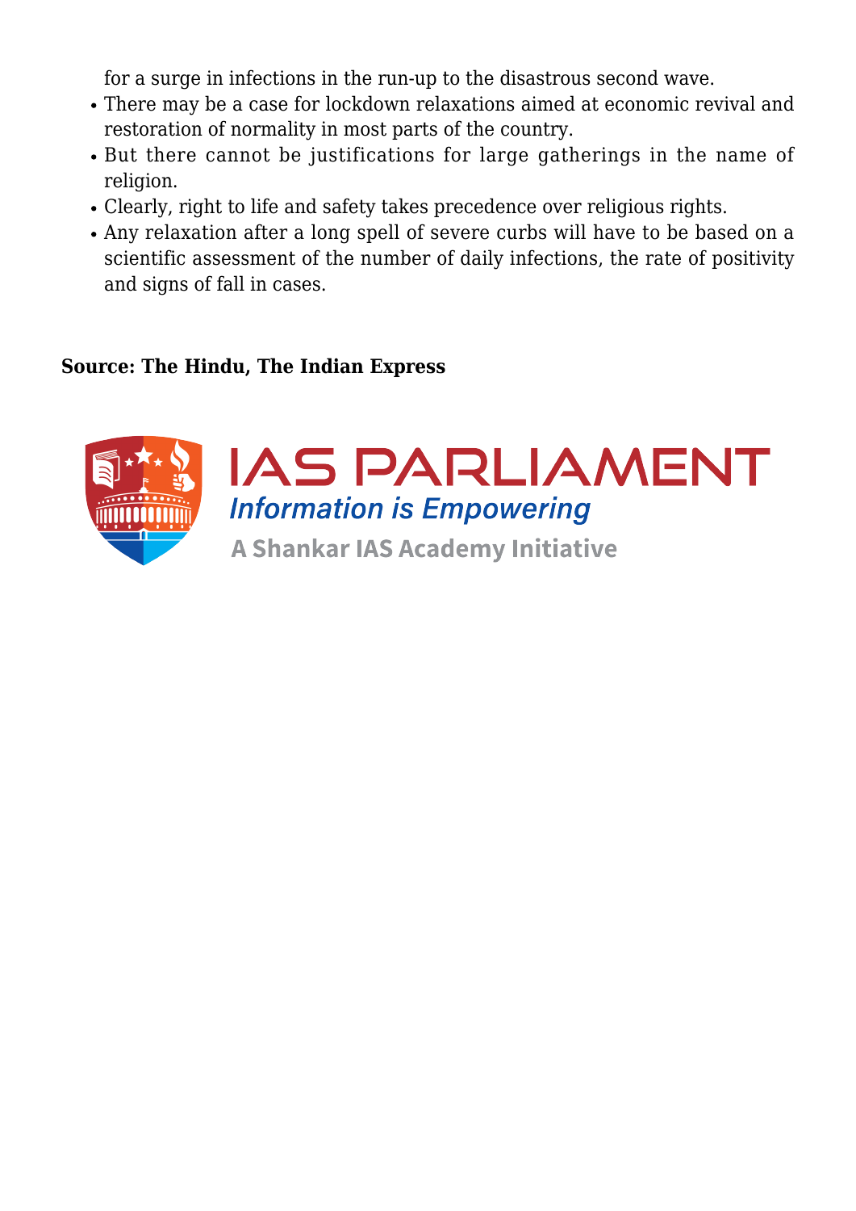for a surge in infections in the run-up to the disastrous second wave.

- There may be a case for lockdown relaxations aimed at economic revival and restoration of normality in most parts of the country.
- But there cannot be justifications for large gatherings in the name of religion.
- Clearly, right to life and safety takes precedence over religious rights.
- Any relaxation after a long spell of severe curbs will have to be based on a scientific assessment of the number of daily infections, the rate of positivity and signs of fall in cases.

**Source: The Hindu, The Indian Express**